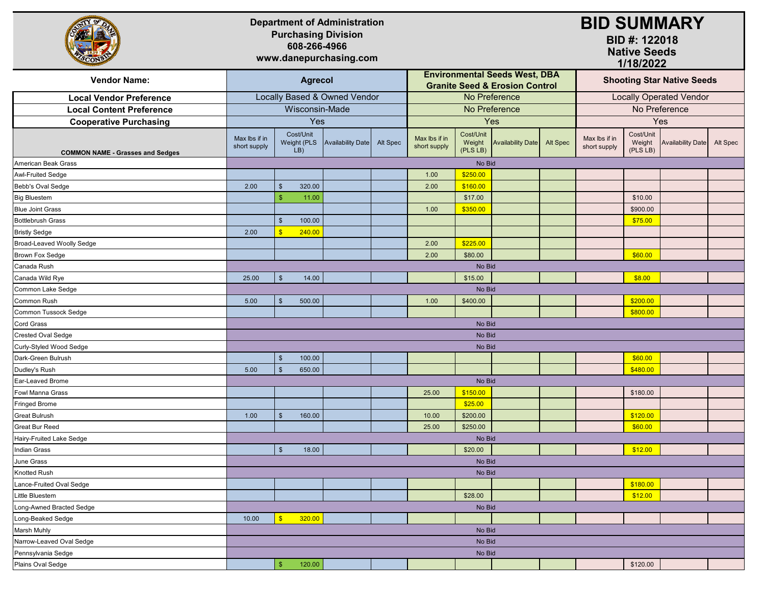**Department of Administration**
**Purchasing Division**
**608-266-4966**
**www.danepurchasing.com**

# BID SUMMARY

## BID #: 122018
## Native Seeds
## 1/18/2022

| Vendor Name: | Agrecol | | | | Environmental Seeds West, DBA Granite Seed & Erosion Control | | | | Shooting Star Native Seeds | | | |
|---|---|---|---|---|---|---|---|---|---|---|---|---|
| **Local Vendor Preference** | Locally Based & Owned Vendor | | | | No Preference | | | | Locally Operated Vendor | | | |
| **Local Content Preference** | Wisconsin-Made | | | | No Preference | | | | No Preference | | | |
| **Cooperative Purchasing** | Yes | | | | Yes | | | | Yes | | | |
| **COMMON NAME - Grasses and Sedges** | Max lbs if in short supply | Cost/Unit Weight (PLS LB) | Availability Date | Alt Spec | Max lbs if in short supply | Cost/Unit Weight (PLS LB) | Availability Date | Alt Spec | Max lbs if in short supply | Cost/Unit Weight (PLS LB) | Availability Date | Alt Spec |
| American Beak Grass | No Bid | | | | | | | | | | | |
| Awl-Fruited Sedge | | | | | 1.00 | $250.00 | | | | | | |
| Bebb's Oval Sedge | 2.00 | $ 320.00 | | | 2.00 | $160.00 | | | | | | |
| Big Bluestem | | $ 11.00 | | | | $17.00 | | | | $10.00 | | |
| Blue Joint Grass | | | | | 1.00 | $350.00 | | | | $900.00 | | |
| Bottlebrush Grass | | $ 100.00 | | | | | | | | $75.00 | | |
| Bristly Sedge | 2.00 | $ 240.00 | | | | | | | | | | |
| Broad-Leaved Woolly Sedge | | | | | 2.00 | $225.00 | | | | | | |
| Brown Fox Sedge | | | | | 2.00 | $80.00 | | | | $60.00 | | |
| Canada Rush | No Bid | | | | | | | | | | | |
| Canada Wild Rye | 25.00 | $ 14.00 | | | | $15.00 | | | | $8.00 | | |
| Common Lake Sedge | No Bid | | | | | | | | | | | |
| Common Rush | 5.00 | $ 500.00 | | | 1.00 | $400.00 | | | | $200.00 | | |
| Common Tussock Sedge | | | | | | | | | | $800.00 | | |
| Cord Grass | No Bid | | | | | | | | | | | |
| Crested Oval Sedge | No Bid | | | | | | | | | | | |
| Curly-Styled Wood Sedge | No Bid | | | | | | | | | | | |
| Dark-Green Bulrush | | $ 100.00 | | | | | | | | $60.00 | | |
| Dudley's Rush | 5.00 | $ 650.00 | | | | | | | | $480.00 | | |
| Ear-Leaved Brome | No Bid | | | | | | | | | | | |
| Fowl Manna Grass | | | | | 25.00 | $150.00 | | | | $180.00 | | |
| Fringed Brome | | | | | | $25.00 | | | | | | |
| Great Bulrush | 1.00 | $ 160.00 | | | 10.00 | $200.00 | | | | $120.00 | | |
| Great Bur Reed | | | | | 25.00 | $250.00 | | | | $60.00 | | |
| Hairy-Fruited Lake Sedge | No Bid | | | | | | | | | | | |
| Indian Grass | | $ 18.00 | | | | $20.00 | | | | $12.00 | | |
| June Grass | No Bid | | | | | | | | | | | |
| Knotted Rush | No Bid | | | | | | | | | | | |
| Lance-Fruited Oval Sedge | | | | | | | | | | $180.00 | | |
| Little Bluestem | | | | | | $28.00 | | | | $12.00 | | |
| Long-Awned Bracted Sedge | No Bid | | | | | | | | | | | |
| Long-Beaked Sedge | 10.00 | $ 320.00 | | | | | | | | | | |
| Marsh Muhly | No Bid | | | | | | | | | | | |
| Narrow-Leaved Oval Sedge | No Bid | | | | | | | | | | | |
| Pennsylvania Sedge | No Bid | | | | | | | | | | | |
| Plains Oval Sedge | | $ 120.00 | | | | | | | | $120.00 | | |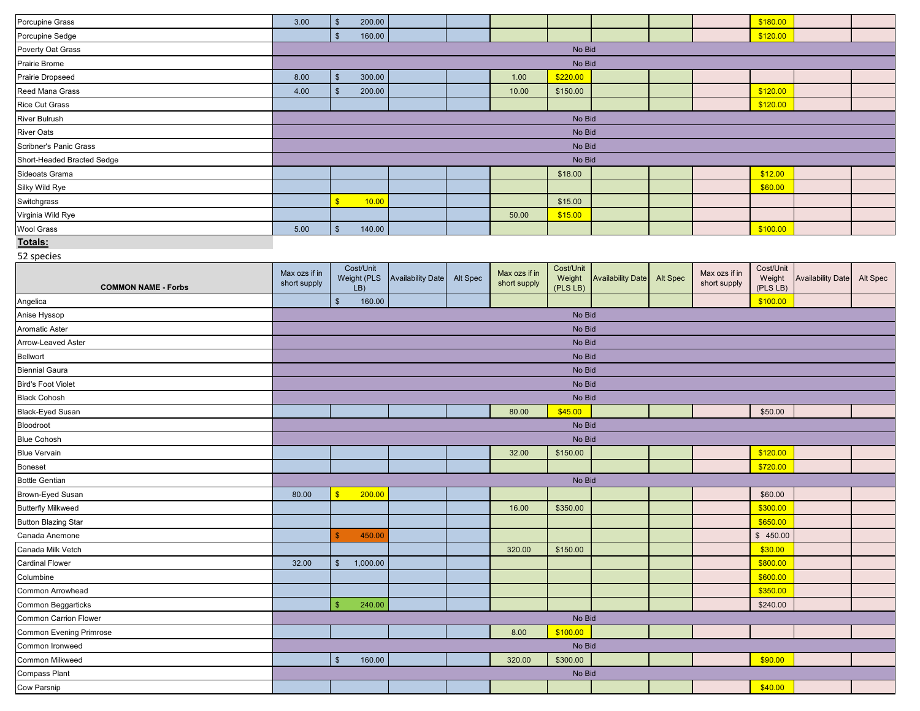| | | | | | | | | | | | | |
|---|---|---|---|---|---|---|---|---|---|---|---|---|
| Porcupine Grass | 3.00 | $ 200.00 | | | | | | | | $180.00 | | |
| Porcupine Sedge | | $ 160.00 | | | | | | | | $120.00 | | |
| Poverty Oat Grass | No Bid | | | | | | | | | | | |
| Prairie Brome | No Bid | | | | | | | | | | | |
| Prairie Dropseed | 8.00 | $ 300.00 | | | 1.00 | $220.00 | | | | | | |
| Reed Mana Grass | 4.00 | $ 200.00 | | | 10.00 | $150.00 | | | | $120.00 | | |
| Rice Cut Grass | | | | | | | | | | $120.00 | | |
| River Bulrush | No Bid | | | | | | | | | | | |
| River Oats | No Bid | | | | | | | | | | | |
| Scribner's Panic Grass | No Bid | | | | | | | | | | | |
| Short-Headed Bracted Sedge | No Bid | | | | | | | | | | | |
| Sideoats Grama | | | | | | $18.00 | | | | $12.00 | | |
| Silky Wild Rye | | | | | | | | | | $60.00 | | |
| Switchgrass | | $ 10.00 | | | | $15.00 | | | | | | |
| Virginia Wild Rye | | | | | 50.00 | $15.00 | | | | | | |
| Wool Grass | 5.00 | $ 140.00 | | | | | | | | $100.00 | | |

**Totals:**

52 species

| COMMON NAME - Forbs | Max ozs if in short supply | Cost/Unit Weight (PLS LB) | Availability Date | Alt Spec | Max ozs if in short supply | Cost/Unit Weight (PLS LB) | Availability Date | Alt Spec | Max ozs if in short supply | Cost/Unit Weight (PLS LB) | Availability Date | Alt Spec |
|---|---|---|---|---|---|---|---|---|---|---|---|---|
| Angelica | | $ 160.00 | | | | | | | | $100.00 | | |
| Anise Hyssop | No Bid | | | | | | | | | | | |
| Aromatic Aster | No Bid | | | | | | | | | | | |
| Arrow-Leaved Aster | No Bid | | | | | | | | | | | |
| Bellwort | No Bid | | | | | | | | | | | |
| Biennial Gaura | No Bid | | | | | | | | | | | |
| Bird's Foot Violet | No Bid | | | | | | | | | | | |
| Black Cohosh | No Bid | | | | | | | | | | | |
| Black-Eyed Susan | | | | | 80.00 | $45.00 | | | | $50.00 | | |
| Bloodroot | No Bid | | | | | | | | | | | |
| Blue Cohosh | No Bid | | | | | | | | | | | |
| Blue Vervain | | | | | 32.00 | $150.00 | | | | $120.00 | | |
| Boneset | | | | | | | | | | $720.00 | | |
| Bottle Gentian | No Bid | | | | | | | | | | | |
| Brown-Eyed Susan | 80.00 | $ 200.00 | | | | | | | | $60.00 | | |
| Butterfly Milkweed | | | | | 16.00 | $350.00 | | | | $300.00 | | |
| Button Blazing Star | | | | | | | | | | $650.00 | | |
| Canada Anemone | | $ 450.00 | | | | | | | | $ 450.00 | | |
| Canada Milk Vetch | | | | | 320.00 | $150.00 | | | | $30.00 | | |
| Cardinal Flower | 32.00 | $ 1,000.00 | | | | | | | | $800.00 | | |
| Columbine | | | | | | | | | | $600.00 | | |
| Common Arrowhead | | | | | | | | | | $350.00 | | |
| Common Beggarticks | | $ 240.00 | | | | | | | | $240.00 | | |
| Common Carrion Flower | No Bid | | | | | | | | | | | |
| Common Evening Primrose | | | | | 8.00 | $100.00 | | | | | | |
| Common Ironweed | No Bid | | | | | | | | | | | |
| Common Milkweed | | $ 160.00 | | | 320.00 | $300.00 | | | | $90.00 | | |
| Compass Plant | No Bid | | | | | | | | | | | |
| Cow Parsnip | | | | | | | | | | $40.00 | | |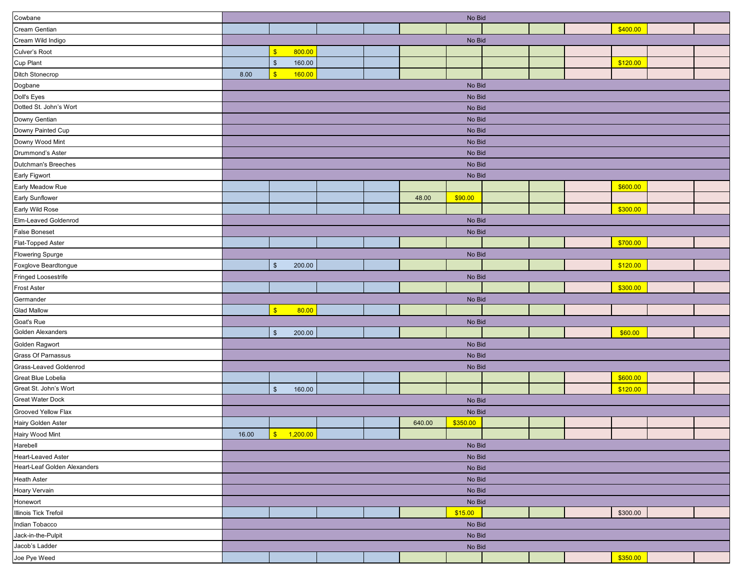| | | | | | | | | | | | | |
|---|---|---|---|---|---|---|---|---|---|---|---|---|
| Cowbane | No Bid | | | | | | | | | | | |
| Cream Gentian | | | | | | | | | | $400.00 | | |
| Cream Wild Indigo | No Bid | | | | | | | | | | | |
| Culver's Root | | $ 800.00 | | | | | | | | | | |
| Cup Plant | | $ 160.00 | | | | | | | | $120.00 | | |
| Ditch Stonecrop | 8.00 | $ 160.00 | | | | | | | | | | |
| Dogbane | No Bid | | | | | | | | | | | |
| Doll's Eyes | No Bid | | | | | | | | | | | |
| Dotted St. John's Wort | No Bid | | | | | | | | | | | |
| Downy Gentian | No Bid | | | | | | | | | | | |
| Downy Painted Cup | No Bid | | | | | | | | | | | |
| Downy Wood Mint | No Bid | | | | | | | | | | | |
| Drummond's Aster | No Bid | | | | | | | | | | | |
| Dutchman's Breeches | No Bid | | | | | | | | | | | |
| Early Figwort | No Bid | | | | | | | | | | | |
| Early Meadow Rue | | | | | | | | | | $600.00 | | |
| Early Sunflower | | | | | 48.00 | $90.00 | | | | | | |
| Early Wild Rose | | | | | | | | | | $300.00 | | |
| Elm-Leaved Goldenrod | No Bid | | | | | | | | | | | |
| False Boneset | No Bid | | | | | | | | | | | |
| Flat-Topped Aster | | | | | | | | | | $700.00 | | |
| Flowering Spurge | No Bid | | | | | | | | | | | |
| Foxglove Beardtongue | | $ 200.00 | | | | | | | | $120.00 | | |
| Fringed Loosestrife | No Bid | | | | | | | | | | | |
| Frost Aster | | | | | | | | | | $300.00 | | |
| Germander | No Bid | | | | | | | | | | | |
| Glad Mallow | | $ 80.00 | | | | | | | | | | |
| Goat's Rue | No Bid | | | | | | | | | | | |
| Golden Alexanders | | $ 200.00 | | | | | | | | $60.00 | | |
| Golden Ragwort | No Bid | | | | | | | | | | | |
| Grass Of Parnassus | No Bid | | | | | | | | | | | |
| Grass-Leaved Goldenrod | No Bid | | | | | | | | | | | |
| Great Blue Lobelia | | | | | | | | | | $600.00 | | |
| Great St. John's Wort | | $ 160.00 | | | | | | | | $120.00 | | |
| Great Water Dock | No Bid | | | | | | | | | | | |
| Grooved Yellow Flax | No Bid | | | | | | | | | | | |
| Hairy Golden Aster | | | | | 640.00 | $350.00 | | | | | | |
| Hairy Wood Mint | 16.00 | $ 1,200.00 | | | | | | | | | | |
| Harebell | No Bid | | | | | | | | | | | |
| Heart-Leaved Aster | No Bid | | | | | | | | | | | |
| Heart-Leaf Golden Alexanders | No Bid | | | | | | | | | | | |
| Heath Aster | No Bid | | | | | | | | | | | |
| Hoary Vervain | No Bid | | | | | | | | | | | |
| Honewort | No Bid | | | | | | | | | | | |
| Illinois Tick Trefoil | | | | | | $15.00 | | | | $300.00 | | |
| Indian Tobacco | No Bid | | | | | | | | | | | |
| Jack-in-the-Pulpit | No Bid | | | | | | | | | | | |
| Jacob's Ladder | No Bid | | | | | | | | | | | |
| Joe Pye Weed | | | | | | | | | | $350.00 | | |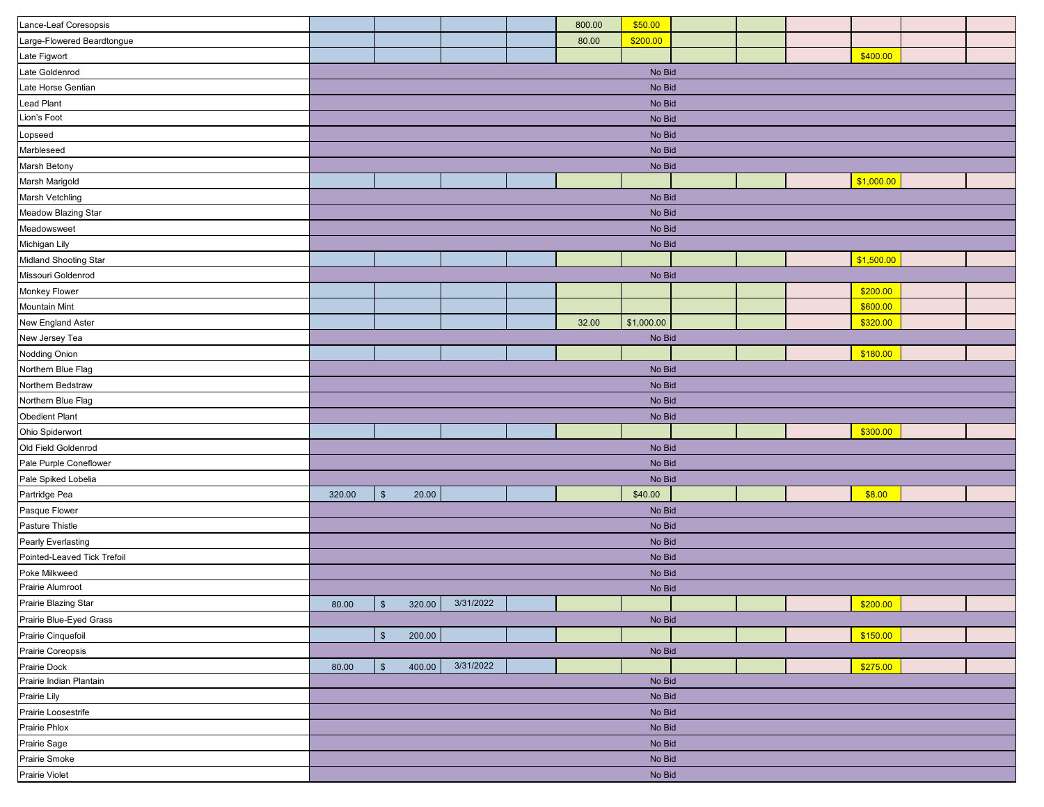| | | | | | | | | | | | | |
|---|---|---|---|---|---|---|---|---|---|---|---|---|
| Lance-Leaf Coresopsis | | | | | 800.00 | $50.00 | | | | | | |
| Large-Flowered Beardtongue | | | | | 80.00 | $200.00 | | | | | | |
| Late Figwort | | | | | | | | | | $400.00 | | |
| Late Goldenrod | No Bid | | | | | | | | | | | |
| Late Horse Gentian | No Bid | | | | | | | | | | | |
| Lead Plant | No Bid | | | | | | | | | | | |
| Lion's Foot | No Bid | | | | | | | | | | | |
| Lopseed | No Bid | | | | | | | | | | | |
| Marbleseed | No Bid | | | | | | | | | | | |
| Marsh Betony | No Bid | | | | | | | | | | | |
| Marsh Marigold | | | | | | | | | | $1,000.00 | | |
| Marsh Vetchling | No Bid | | | | | | | | | | | |
| Meadow Blazing Star | No Bid | | | | | | | | | | | |
| Meadowsweet | No Bid | | | | | | | | | | | |
| Michigan Lily | No Bid | | | | | | | | | | | |
| Midland Shooting Star | | | | | | | | | | $1,500.00 | | |
| Missouri Goldenrod | No Bid | | | | | | | | | | | |
| Monkey Flower | | | | | | | | | | $200.00 | | |
| Mountain Mint | | | | | | | | | | $600.00 | | |
| New England Aster | | | | | 32.00 | $1,000.00 | | | | $320.00 | | |
| New Jersey Tea | No Bid | | | | | | | | | | | |
| Nodding Onion | | | | | | | | | | $180.00 | | |
| Northern Blue Flag | No Bid | | | | | | | | | | | |
| Northern Bedstraw | No Bid | | | | | | | | | | | |
| Northern Blue Flag | No Bid | | | | | | | | | | | |
| Obedient Plant | No Bid | | | | | | | | | | | |
| Ohio Spiderwort | | | | | | | | | | $300.00 | | |
| Old Field Goldenrod | No Bid | | | | | | | | | | | |
| Pale Purple Coneflower | No Bid | | | | | | | | | | | |
| Pale Spiked Lobelia | No Bid | | | | | | | | | | | |
| Partridge Pea | 320.00 | $ 20.00 | | | | $40.00 | | | | $8.00 | | |
| Pasque Flower | No Bid | | | | | | | | | | | |
| Pasture Thistle | No Bid | | | | | | | | | | | |
| Pearly Everlasting | No Bid | | | | | | | | | | | |
| Pointed-Leaved Tick Trefoil | No Bid | | | | | | | | | | | |
| Poke Milkweed | No Bid | | | | | | | | | | | |
| Prairie Alumroot | No Bid | | | | | | | | | | | |
| Prairie Blazing Star | 80.00 | $ 320.00 | 3/31/2022 | | | | | | | $200.00 | | |
| Prairie Blue-Eyed Grass | No Bid | | | | | | | | | | | |
| Prairie Cinquefoil | | $ 200.00 | | | | | | | | $150.00 | | |
| Prairie Coreopsis | No Bid | | | | | | | | | | | |
| Prairie Dock | 80.00 | $ 400.00 | 3/31/2022 | | | | | | | $275.00 | | |
| Prairie Indian Plantain | No Bid | | | | | | | | | | | |
| Prairie Lily | No Bid | | | | | | | | | | | |
| Prairie Loosestrife | No Bid | | | | | | | | | | | |
| Prairie Phlox | No Bid | | | | | | | | | | | |
| Prairie Sage | No Bid | | | | | | | | | | | |
| Prairie Smoke | No Bid | | | | | | | | | | | |
| Prairie Violet | No Bid | | | | | | | | | | | |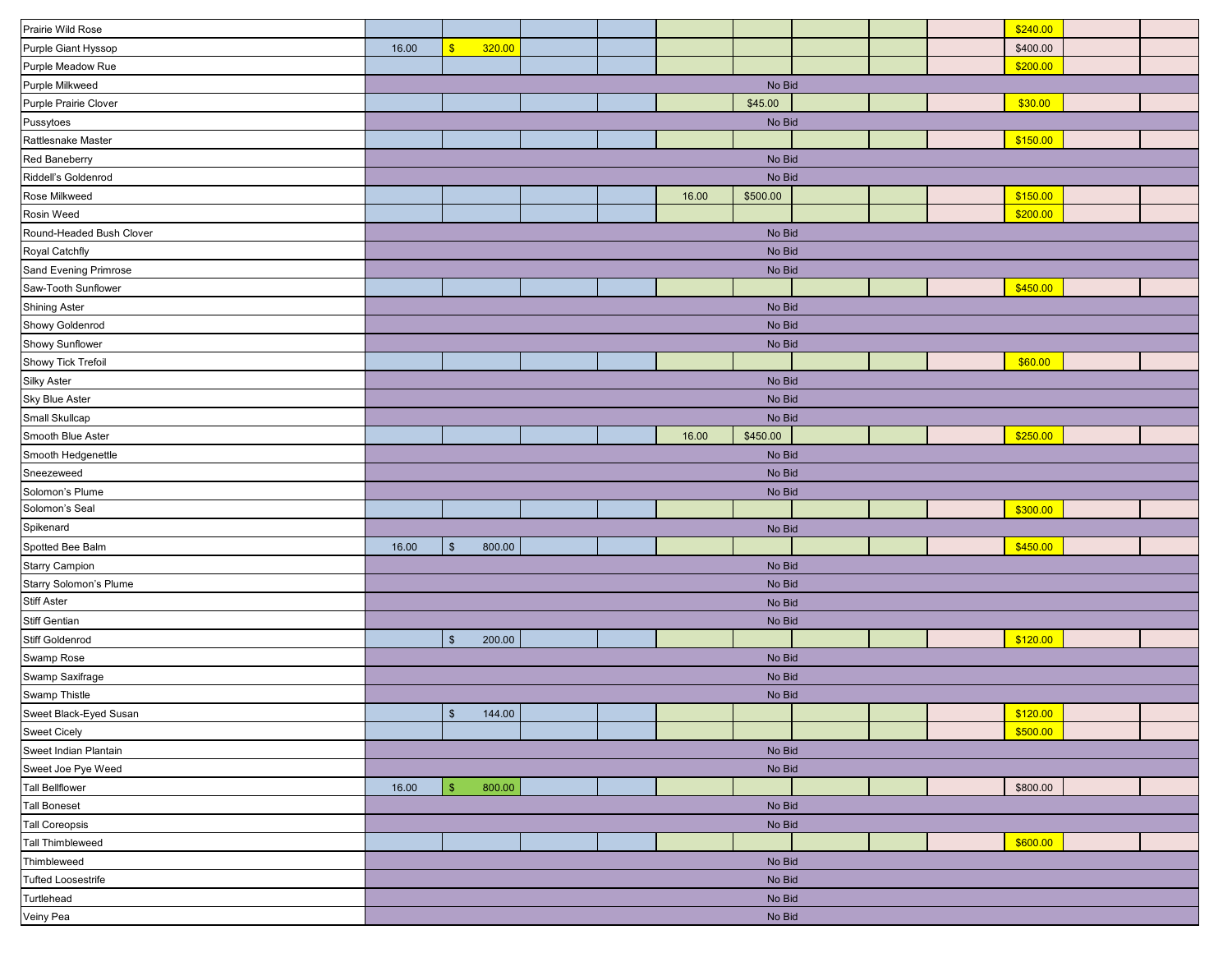| | | | | | | | | | | | | |
|---|---|---|---|---|---|---|---|---|---|---|---|---|
| Prairie Wild Rose | | | | | | | | | | $240.00 | | |
| Purple Giant Hyssop | 16.00 | $ 320.00 | | | | | | | | $400.00 | | |
| Purple Meadow Rue | | | | | | | | | | $200.00 | | |
| Purple Milkweed | No Bid | | | | | | | | | | | |
| Purple Prairie Clover | | | | | | $45.00 | | | | $30.00 | | |
| Pussytoes | No Bid | | | | | | | | | | | |
| Rattlesnake Master | | | | | | | | | | $150.00 | | |
| Red Baneberry | No Bid | | | | | | | | | | | |
| Riddell's Goldenrod | No Bid | | | | | | | | | | | |
| Rose Milkweed | | | | | 16.00 | $500.00 | | | | $150.00 | | |
| Rosin Weed | | | | | | | | | | $200.00 | | |
| Round-Headed Bush Clover | No Bid | | | | | | | | | | | |
| Royal Catchfly | No Bid | | | | | | | | | | | |
| Sand Evening Primrose | No Bid | | | | | | | | | | | |
| Saw-Tooth Sunflower | | | | | | | | | | $450.00 | | |
| Shining Aster | No Bid | | | | | | | | | | | |
| Showy Goldenrod | No Bid | | | | | | | | | | | |
| Showy Sunflower | No Bid | | | | | | | | | | | |
| Showy Tick Trefoil | | | | | | | | | | $60.00 | | |
| Silky Aster | No Bid | | | | | | | | | | | |
| Sky Blue Aster | No Bid | | | | | | | | | | | |
| Small Skullcap | No Bid | | | | | | | | | | | |
| Smooth Blue Aster | | | | | 16.00 | $450.00 | | | | $250.00 | | |
| Smooth Hedgenettle | No Bid | | | | | | | | | | | |
| Sneezeweed | No Bid | | | | | | | | | | | |
| Solomon's Plume | No Bid | | | | | | | | | | | |
| Solomon's Seal | | | | | | | | | | $300.00 | | |
| Spikenard | No Bid | | | | | | | | | | | |
| Spotted Bee Balm | 16.00 | $ 800.00 | | | | | | | | $450.00 | | |
| Starry Campion | No Bid | | | | | | | | | | | |
| Starry Solomon's Plume | No Bid | | | | | | | | | | | |
| Stiff Aster | No Bid | | | | | | | | | | | |
| Stiff Gentian | No Bid | | | | | | | | | | | |
| Stiff Goldenrod | | $ 200.00 | | | | | | | | $120.00 | | |
| Swamp Rose | No Bid | | | | | | | | | | | |
| Swamp Saxifrage | No Bid | | | | | | | | | | | |
| Swamp Thistle | No Bid | | | | | | | | | | | |
| Sweet Black-Eyed Susan | | $ 144.00 | | | | | | | | $120.00 | | |
| Sweet Cicely | | | | | | | | | | $500.00 | | |
| Sweet Indian Plantain | No Bid | | | | | | | | | | | |
| Sweet Joe Pye Weed | No Bid | | | | | | | | | | | |
| Tall Bellflower | 16.00 | $ 800.00 | | | | | | | | $800.00 | | |
| Tall Boneset | No Bid | | | | | | | | | | | |
| Tall Coreopsis | No Bid | | | | | | | | | | | |
| Tall Thimbleweed | | | | | | | | | | $600.00 | | |
| Thimbleweed | No Bid | | | | | | | | | | | |
| Tufted Loosestrife | No Bid | | | | | | | | | | | |
| Turtlehead | No Bid | | | | | | | | | | | |
| Veiny Pea | No Bid | | | | | | | | | | | |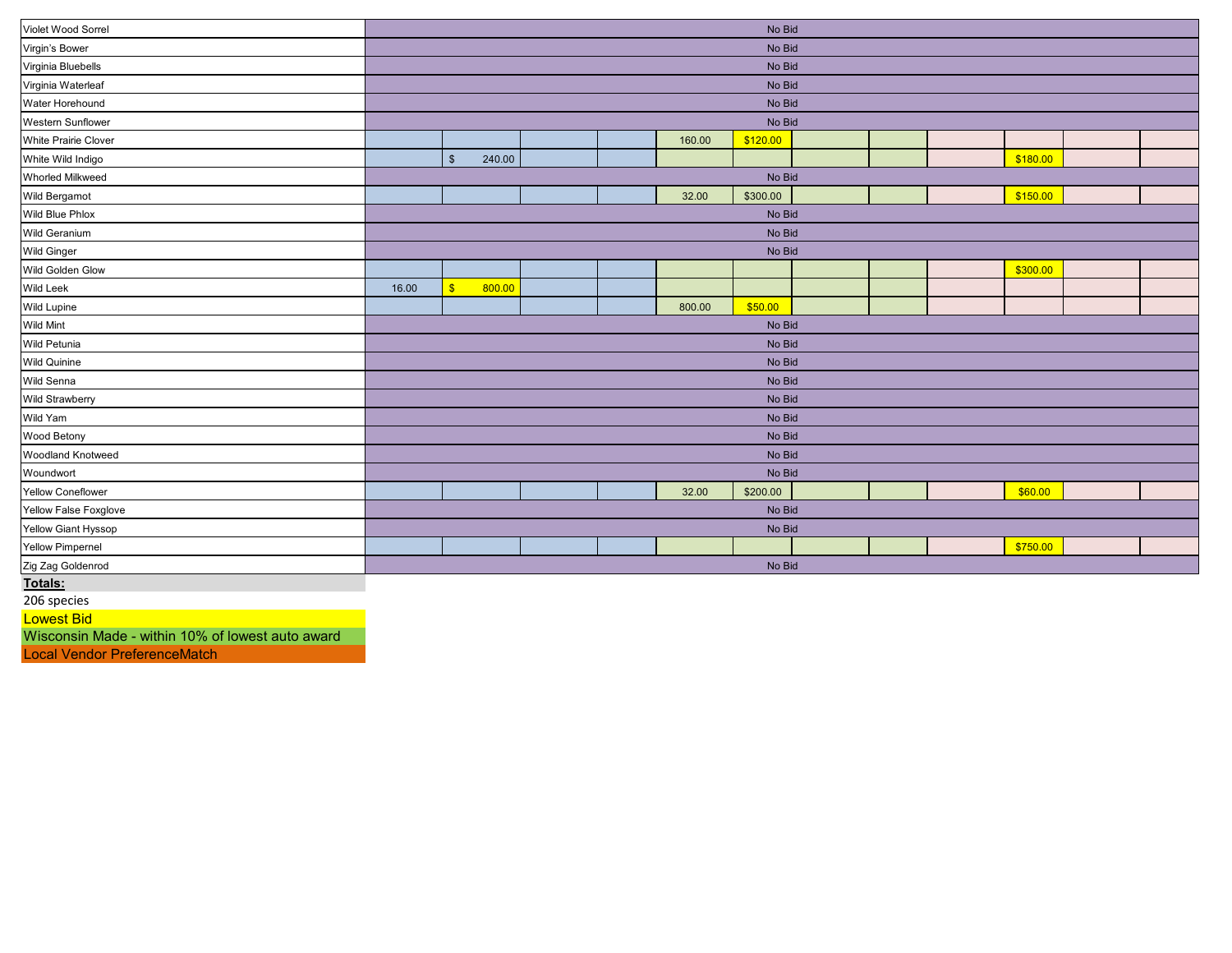| | | | | | | | | | | | | |
|---|---|---|---|---|---|---|---|---|---|---|---|---|
| Violet Wood Sorrel | No Bid | | | | | | | | | | | |
| Virgin's Bower | No Bid | | | | | | | | | | | |
| Virginia Bluebells | No Bid | | | | | | | | | | | |
| Virginia Waterleaf | No Bid | | | | | | | | | | | |
| Water Horehound | No Bid | | | | | | | | | | | |
| Western Sunflower | No Bid | | | | | | | | | | | |
| White Prairie Clover | | | | | 160.00 | $120.00 | | | | | | |
| White Wild Indigo | | $ 240.00 | | | | | | | | $180.00 | | |
| Whorled Milkweed | No Bid | | | | | | | | | | | |
| Wild Bergamot | | | | | 32.00 | $300.00 | | | | $150.00 | | |
| Wild Blue Phlox | No Bid | | | | | | | | | | | |
| Wild Geranium | No Bid | | | | | | | | | | | |
| Wild Ginger | No Bid | | | | | | | | | | | |
| Wild Golden Glow | | | | | | | | | | $300.00 | | |
| Wild Leek | 16.00 | $ 800.00 | | | | | | | | | | |
| Wild Lupine | | | | | 800.00 | $50.00 | | | | | | |
| Wild Mint | No Bid | | | | | | | | | | | |
| Wild Petunia | No Bid | | | | | | | | | | | |
| Wild Quinine | No Bid | | | | | | | | | | | |
| Wild Senna | No Bid | | | | | | | | | | | |
| Wild Strawberry | No Bid | | | | | | | | | | | |
| Wild Yam | No Bid | | | | | | | | | | | |
| Wood Betony | No Bid | | | | | | | | | | | |
| Woodland Knotweed | No Bid | | | | | | | | | | | |
| Woundwort | No Bid | | | | | | | | | | | |
| Yellow Coneflower | | | | | 32.00 | $200.00 | | | | $60.00 | | |
| Yellow False Foxglove | No Bid | | | | | | | | | | | |
| Yellow Giant Hyssop | No Bid | | | | | | | | | | | |
| Yellow Pimpernel | | | | | | | | | | $750.00 | | |
| Zig Zag Goldenrod | No Bid | | | | | | | | | | | |

**Totals:**

206 species

Lowest Bid

Wisconsin Made - within 10% of lowest auto award

Local Vendor PreferenceMatch